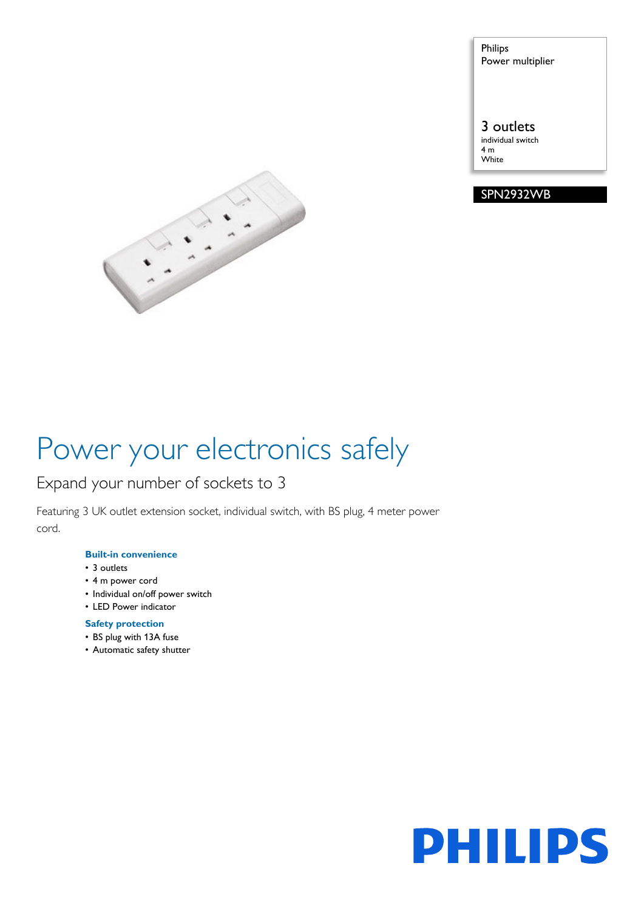Philips
Power multiplier

3 outlets
individual switch
4 m
White

SPN2932WB

# Power your electronics safely

## Expand your number of sockets to 3

Featuring 3 UK outlet extension socket, individual switch, with BS plug, 4 meter power cord.

### Built-in convenience

- 3 outlets
- 4 m power cord
- Individual on/off power switch
- LED Power indicator

### Safety protection

- BS plug with 13A fuse
- Automatic safety shutter

PHILIPS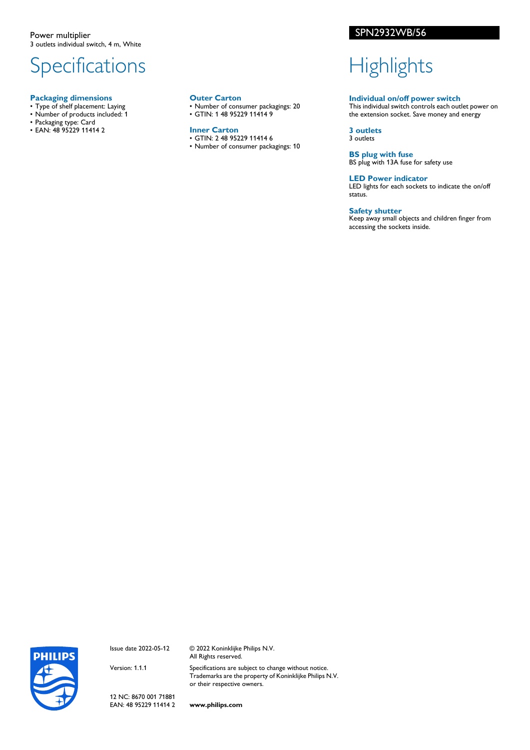Power multiplier
3 outlets individual switch, 4 m, White

SPN2932WB/56

# Specifications

### Packaging dimensions

- Type of shelf placement: Laying
- Number of products included: 1
- Packaging type: Card
- EAN: 48 95229 11414 2

### Outer Carton

- Number of consumer packagings: 20
- GTIN: 1 48 95229 11414 9

### Inner Carton

- GTIN: 2 48 95229 11414 6
- Number of consumer packagings: 10

# Highlights

### Individual on/off power switch

This individual switch controls each outlet power on the extension socket. Save money and energy

### 3 outlets

3 outlets

### BS plug with fuse

BS plug with 13A fuse for safety use

### LED Power indicator

LED lights for each sockets to indicate the on/off status.

### Safety shutter

Keep away small objects and children finger from accessing the sockets inside.

Issue date 2022-05-12

Version: 1.1.1

12 NC: 8670 001 71881
EAN: 48 95229 11414 2

© 2022 Koninklijke Philips N.V.
All Rights reserved.

Specifications are subject to change without notice. Trademarks are the property of Koninklijke Philips N.V. or their respective owners.

**www.philips.com**